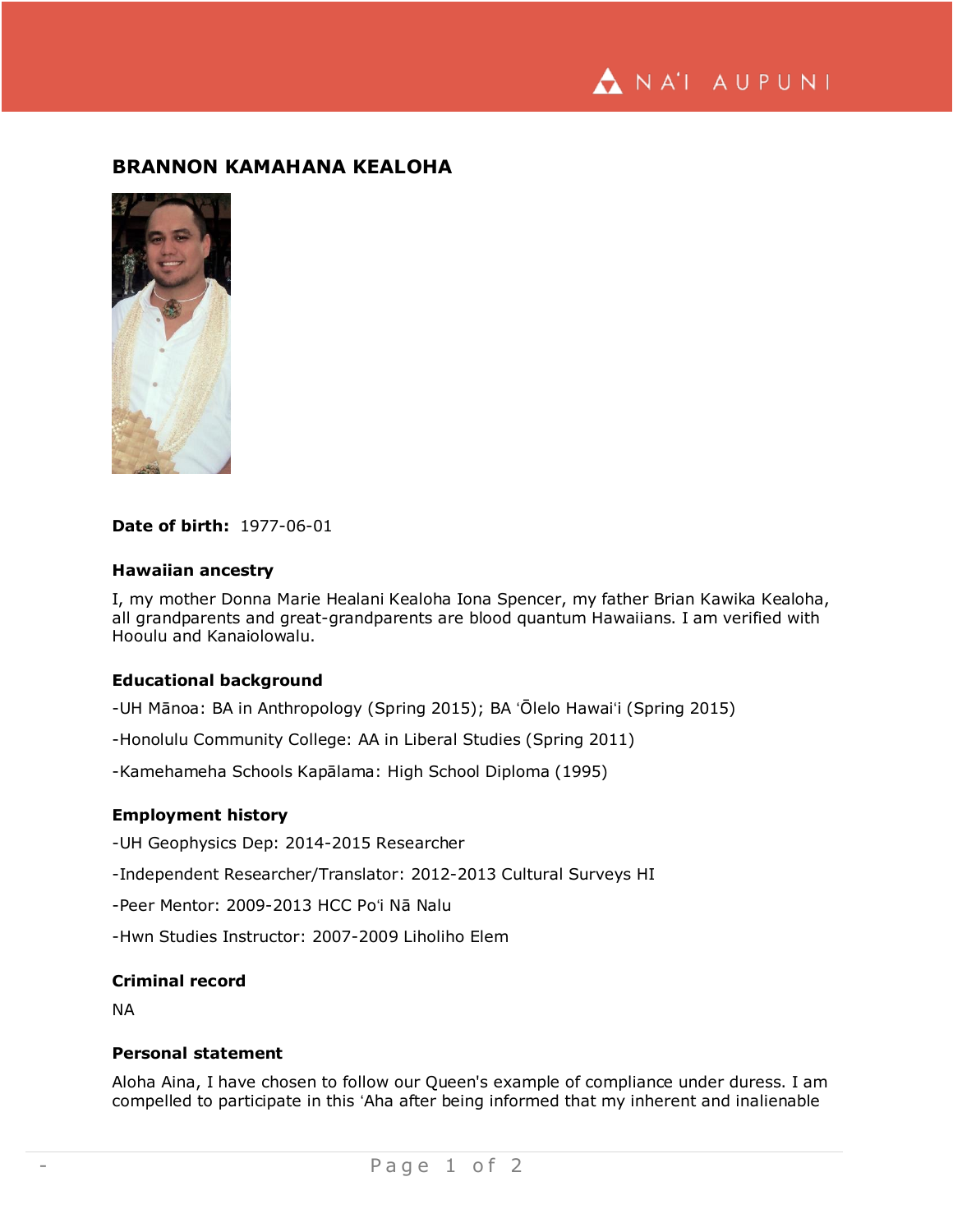# BRANNON KAMAHANA KEALOHA

**Date of birth:** 1977-06-01

### Hawaiian ancestry

I, my mother Donna Marie Healani Kealoha Iona Spencer, my father Brian Kawika Kealoha, all grandparents and great-grandparents are blood quantum Hawaiians. I am verified with Hooulu and Kanaiolowalu.

### Educational background

-UH Mānoa: BA in Anthropology (Spring 2015); BA ʻŌlelo Hawaiʻi (Spring 2015)

-Honolulu Community College: AA in Liberal Studies (Spring 2011)

-Kamehameha Schools Kapālama: High School Diploma (1995)

### Employment history

-UH Geophysics Dep: 2014-2015 Researcher

-Independent Researcher/Translator: 2012-2013 Cultural Surveys HI

-Peer Mentor: 2009-2013 HCC Poʻi Nā Nalu

-Hwn Studies Instructor: 2007-2009 Liholiho Elem

### Criminal record

NA

### Personal statement

Aloha Aina, I have chosen to follow our Queen's example of compliance under duress. I am compelled to participate in this ʻAha after being informed that my inherent and inalienable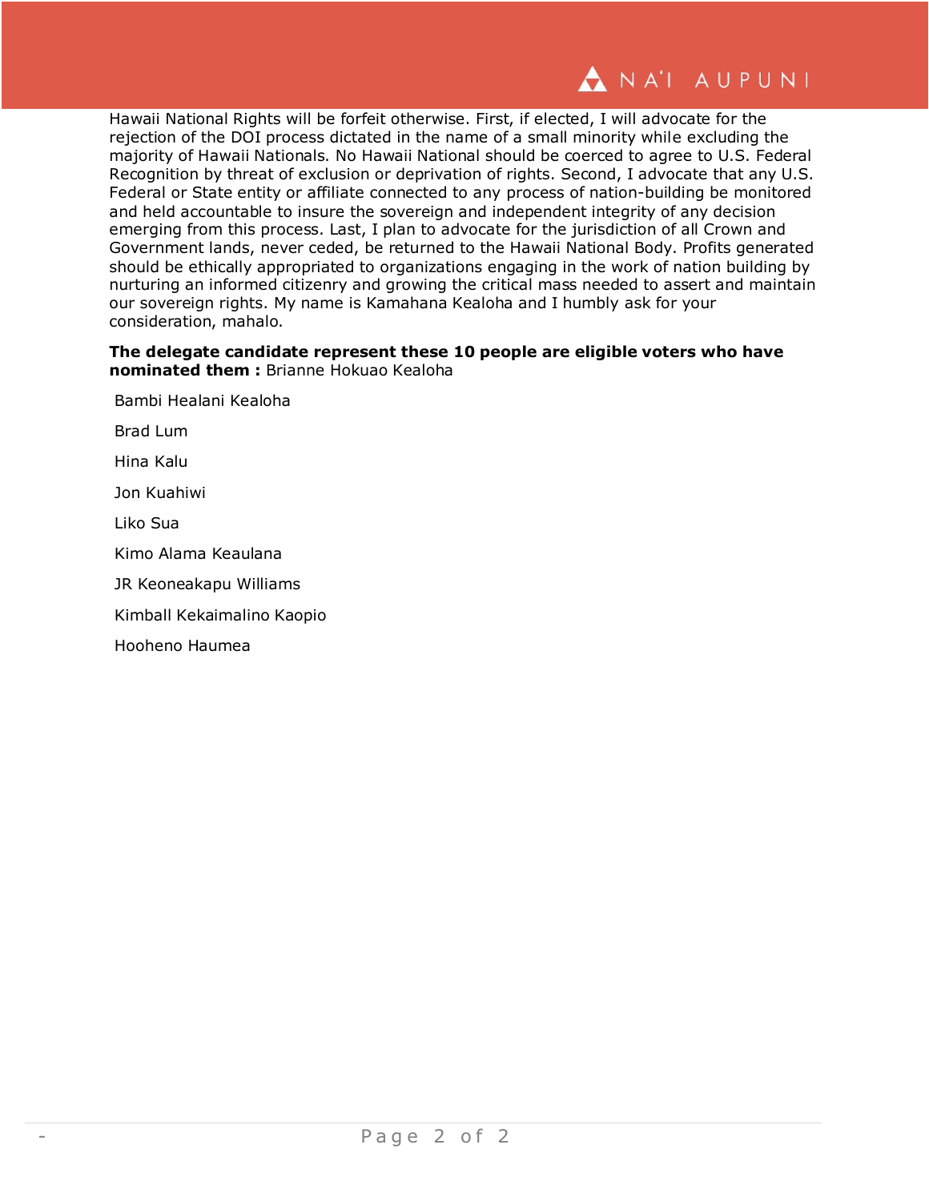Hawaii National Rights will be forfeit otherwise. First, if elected, I will advocate for the rejection of the DOI process dictated in the name of a small minority while excluding the majority of Hawaii Nationals. No Hawaii National should be coerced to agree to U.S. Federal Recognition by threat of exclusion or deprivation of rights. Second, I advocate that any U.S. Federal or State entity or affiliate connected to any process of nation-building be monitored and held accountable to insure the sovereign and independent integrity of any decision emerging from this process. Last, I plan to advocate for the jurisdiction of all Crown and Government lands, never ceded, be returned to the Hawaii National Body. Profits generated should be ethically appropriated to organizations engaging in the work of nation building by nurturing an informed citizenry and growing the critical mass needed to assert and maintain our sovereign rights. My name is Kamahana Kealoha and I humbly ask for your consideration, mahalo.

**The delegate candidate represent these 10 people are eligible voters who have nominated them :** Brianne Hokuao Kealoha

Bambi Healani Kealoha

Brad Lum

Hina Kalu

Jon Kuahiwi

Liko Sua

Kimo Alama Keaulana

JR Keoneakapu Williams

Kimball Kekaimalino Kaopio

Hooheno Haumea